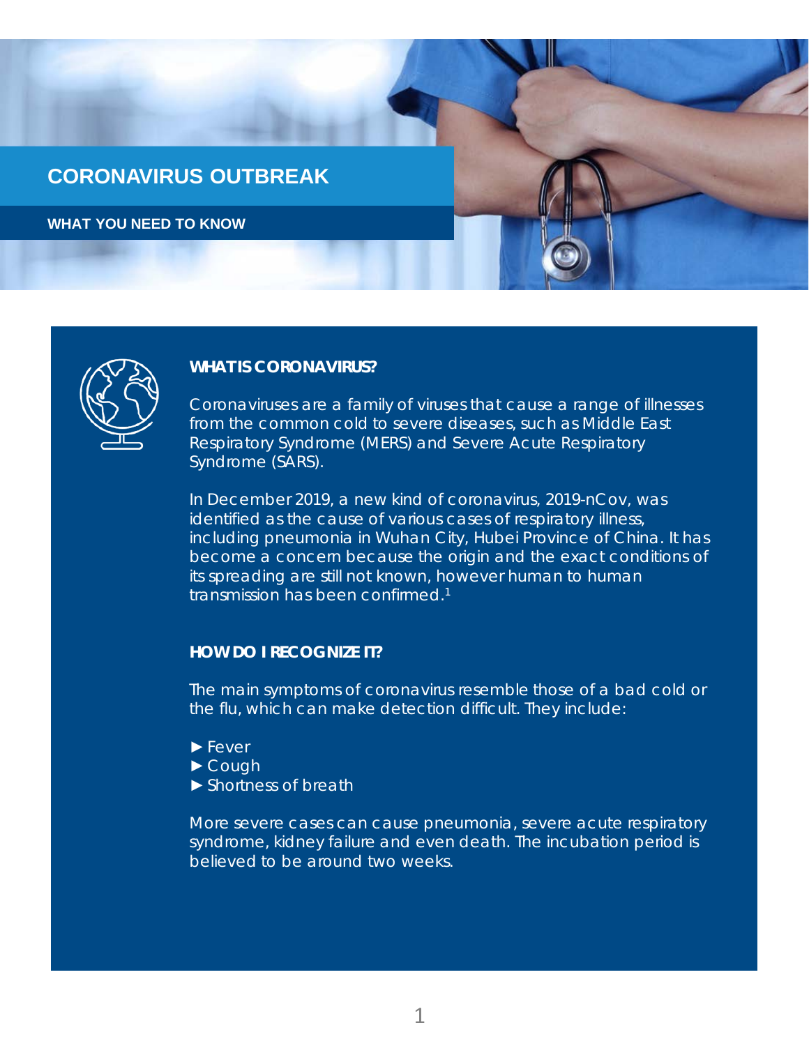# CORONAVIRUS OUTBREAK

## WHAT YOU NEED TO KNOW

### WHAT IS CORONAVIRUS?

Coronaviruses are a family of viruses that cause a range of illnesses from the common cold to severe diseases, such as Middle East Respiratory Syndrome (MERS) and Severe Acute Respiratory Syndrome (SARS).

In December 2019, a new kind of coronavirus, 2019-nCov, was identified as the cause of various cases of respiratory illness, including pneumonia in Wuhan City, Hubei Province of China. It has become a concern because the origin and the exact conditions of its spreading are still not known, however human to human transmission has been confirmed.[1]

### HOW DO I RECOGNIZE IT?

The main symptoms of coronavirus resemble those of a bad cold or the flu, which can make detection difficult. They include:

► Fever
► Cough
► Shortness of breath

More severe cases can cause pneumonia, severe acute respiratory syndrome, kidney failure and even death. The incubation period is believed to be around two weeks.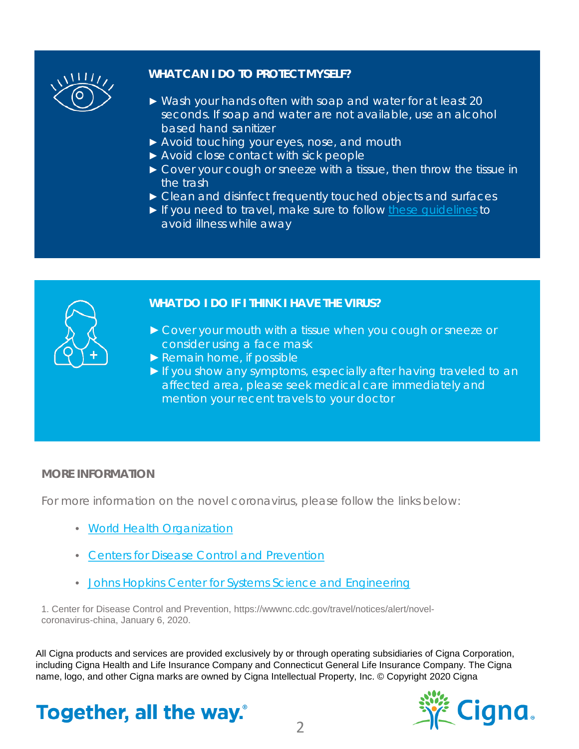## WHAT CAN I DO TO PROTECT MYSELF?

- Wash your hands often with soap and water for at least 20 seconds. If soap and water are not available, use an alcohol based hand sanitizer
- Avoid touching your eyes, nose, and mouth
- Avoid close contact with sick people
- Cover your cough or sneeze with a tissue, then throw the tissue in the trash
- Clean and disinfect frequently touched objects and surfaces
- If you need to travel, make sure to follow these guidelines to avoid illness while away

## WHAT DO I DO IF I THINK I HAVE THE VIRUS?

- Cover your mouth with a tissue when you cough or sneeze or consider using a face mask
- Remain home, if possible
- If you show any symptoms, especially after having traveled to an affected area, please seek medical care immediately and mention your recent travels to your doctor

## MORE INFORMATION

For more information on the novel coronavirus, please follow the links below:

- World Health Organization
- Centers for Disease Control and Prevention
- Johns Hopkins Center for Systems Science and Engineering

1. Center for Disease Control and Prevention, https://wwwnc.cdc.gov/travel/notices/alert/novel-coronavirus-china, January 6, 2020.

All Cigna products and services are provided exclusively by or through operating subsidiaries of Cigna Corporation, including Cigna Health and Life Insurance Company and Connecticut General Life Insurance Company. The Cigna name, logo, and other Cigna marks are owned by Cigna Intellectual Property, Inc. © Copyright 2020 Cigna

**Together, all the way.®**

Cigna.